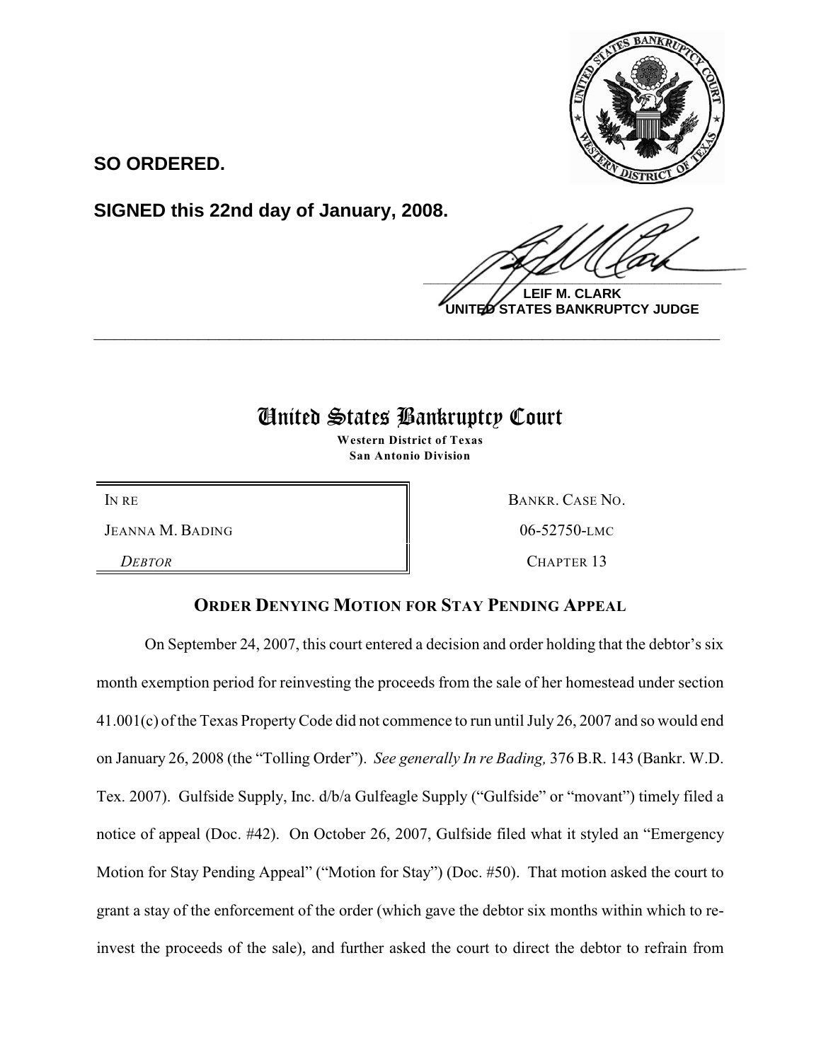**SO ORDERED.**

**SIGNED this 22nd day of January, 2008.**

**LEIF M. CLARK**
**UNITED STATES BANKRUPTCY JUDGE**

---

# United States Bankruptcy Court

**Western District of Texas**
**San Antonio Division**

| IN RE | BANKR. CASE NO. |
|---|---|
| JEANNA M. BADING | 06-52750-LMC |
| *DEBTOR* | CHAPTER 13 |

## ORDER DENYING MOTION FOR STAY PENDING APPEAL

On September 24, 2007, this court entered a decision and order holding that the debtor's six month exemption period for reinvesting the proceeds from the sale of her homestead under section 41.001(c) of the Texas Property Code did not commence to run until July 26, 2007 and so would end on January 26, 2008 (the "Tolling Order"). *See generally In re Bading,* 376 B.R. 143 (Bankr. W.D. Tex. 2007). Gulfside Supply, Inc. d/b/a Gulfeagle Supply ("Gulfside" or "movant") timely filed a notice of appeal (Doc. #42). On October 26, 2007, Gulfside filed what it styled an "Emergency Motion for Stay Pending Appeal" ("Motion for Stay") (Doc. #50). That motion asked the court to grant a stay of the enforcement of the order (which gave the debtor six months within which to re-invest the proceeds of the sale), and further asked the court to direct the debtor to refrain from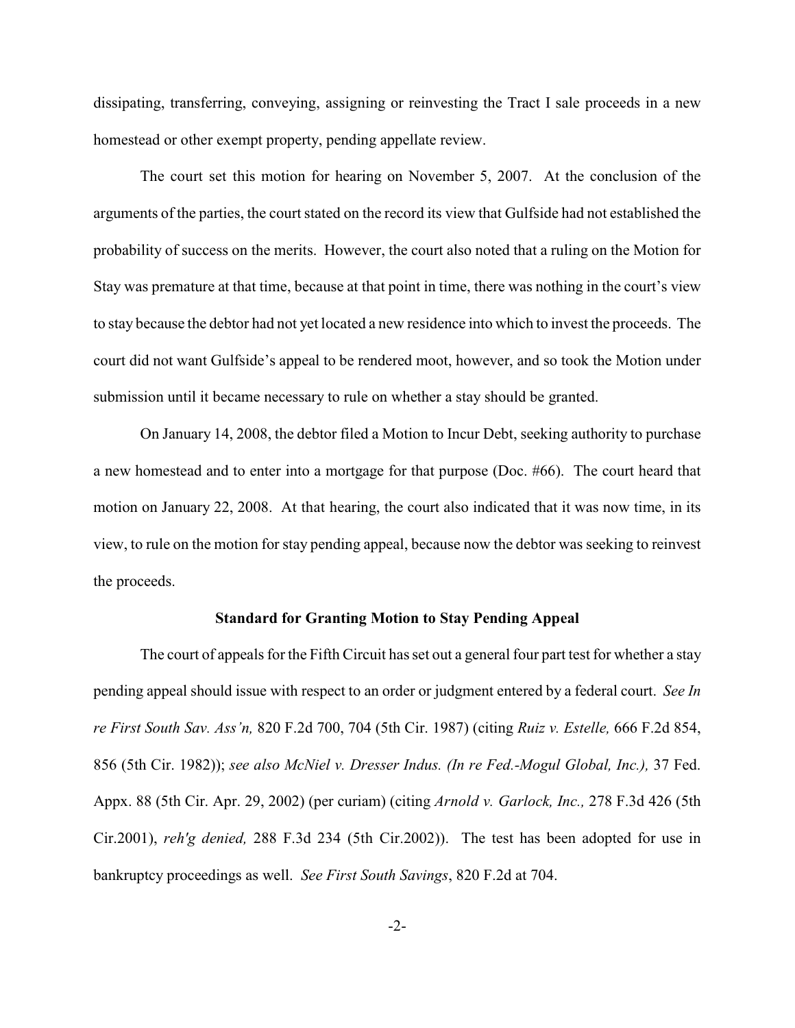dissipating, transferring, conveying, assigning or reinvesting the Tract I sale proceeds in a new homestead or other exempt property, pending appellate review.

The court set this motion for hearing on November 5, 2007. At the conclusion of the arguments of the parties, the court stated on the record its view that Gulfside had not established the probability of success on the merits. However, the court also noted that a ruling on the Motion for Stay was premature at that time, because at that point in time, there was nothing in the court's view to stay because the debtor had not yet located a new residence into which to invest the proceeds. The court did not want Gulfside's appeal to be rendered moot, however, and so took the Motion under submission until it became necessary to rule on whether a stay should be granted.

On January 14, 2008, the debtor filed a Motion to Incur Debt, seeking authority to purchase a new homestead and to enter into a mortgage for that purpose (Doc. #66). The court heard that motion on January 22, 2008. At that hearing, the court also indicated that it was now time, in its view, to rule on the motion for stay pending appeal, because now the debtor was seeking to reinvest the proceeds.

**Standard for Granting Motion to Stay Pending Appeal**

The court of appeals for the Fifth Circuit has set out a general four part test for whether a stay pending appeal should issue with respect to an order or judgment entered by a federal court. *See In re First South Sav. Ass'n,* 820 F.2d 700, 704 (5th Cir. 1987) (citing *Ruiz v. Estelle,* 666 F.2d 854, 856 (5th Cir. 1982)); *see also McNiel v. Dresser Indus. (In re Fed.-Mogul Global, Inc.),* 37 Fed. Appx. 88 (5th Cir. Apr. 29, 2002) (per curiam) (citing *Arnold v. Garlock, Inc.,* 278 F.3d 426 (5th Cir.2001), *reh'g denied,* 288 F.3d 234 (5th Cir.2002)). The test has been adopted for use in bankruptcy proceedings as well. *See First South Savings*, 820 F.2d at 704.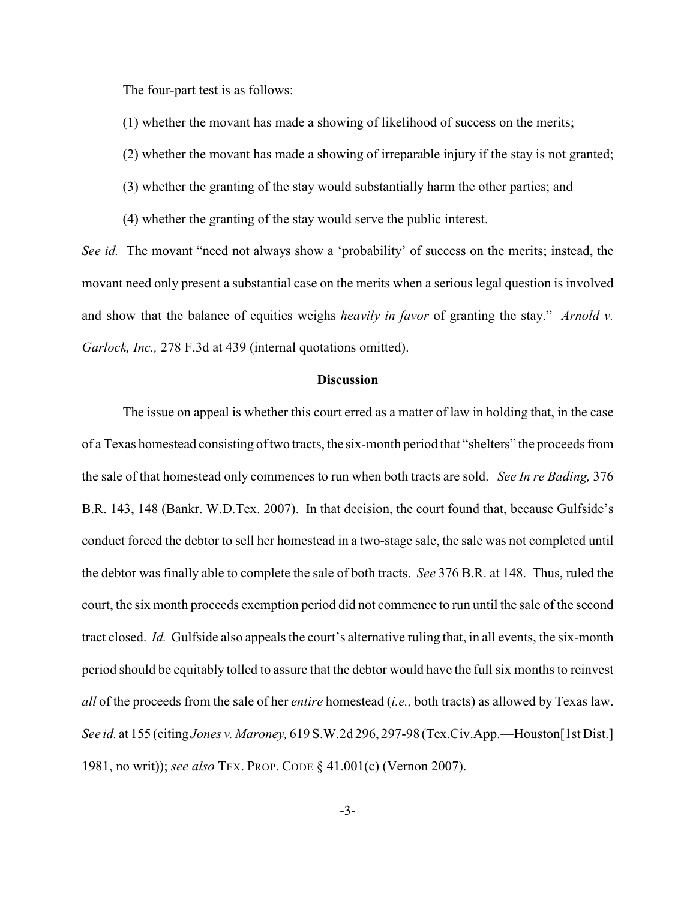The four-part test is as follows:

(1) whether the movant has made a showing of likelihood of success on the merits;

(2) whether the movant has made a showing of irreparable injury if the stay is not granted;

(3) whether the granting of the stay would substantially harm the other parties; and

(4) whether the granting of the stay would serve the public interest.

*See id.* The movant "need not always show a 'probability' of success on the merits; instead, the movant need only present a substantial case on the merits when a serious legal question is involved and show that the balance of equities weighs *heavily in favor* of granting the stay." *Arnold v. Garlock, Inc.,* 278 F.3d at 439 (internal quotations omitted).

**Discussion**

The issue on appeal is whether this court erred as a matter of law in holding that, in the case of a Texas homestead consisting of two tracts, the six-month period that "shelters" the proceeds from the sale of that homestead only commences to run when both tracts are sold. *See In re Bading,* 376 B.R. 143, 148 (Bankr. W.D.Tex. 2007). In that decision, the court found that, because Gulfside's conduct forced the debtor to sell her homestead in a two-stage sale, the sale was not completed until the debtor was finally able to complete the sale of both tracts. *See* 376 B.R. at 148. Thus, ruled the court, the six month proceeds exemption period did not commence to run until the sale of the second tract closed. *Id.* Gulfside also appeals the court's alternative ruling that, in all events, the six-month period should be equitably tolled to assure that the debtor would have the full six months to reinvest *all* of the proceeds from the sale of her *entire* homestead (*i.e.,* both tracts) as allowed by Texas law. *See id.* at 155 (citing *Jones v. Maroney,* 619 S.W.2d 296, 297-98 (Tex.Civ.App.—Houston[1st Dist.] 1981, no writ)); *see also* TEX. PROP. CODE § 41.001(c) (Vernon 2007).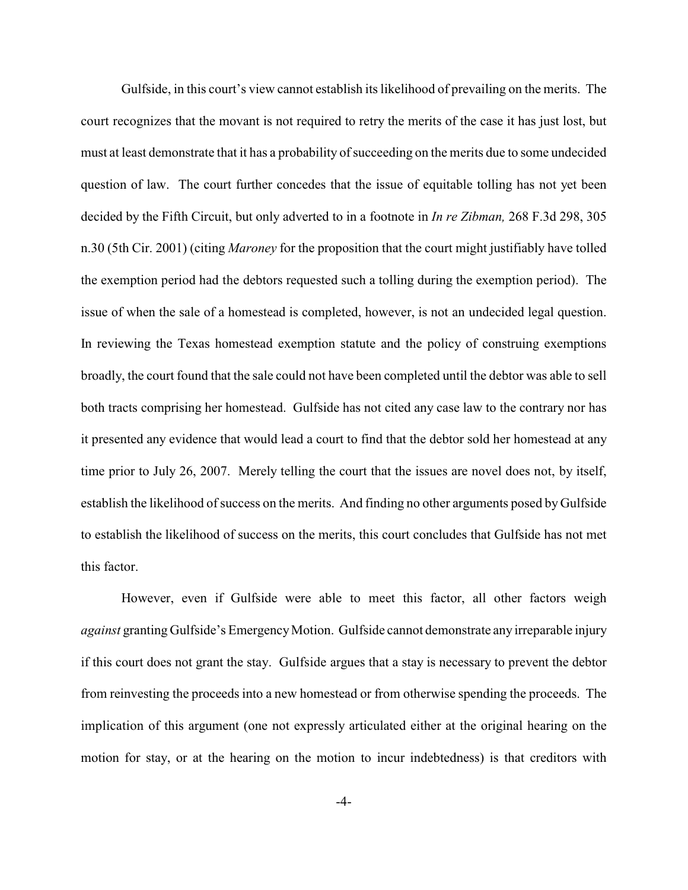Gulfside, in this court's view cannot establish its likelihood of prevailing on the merits. The court recognizes that the movant is not required to retry the merits of the case it has just lost, but must at least demonstrate that it has a probability of succeeding on the merits due to some undecided question of law. The court further concedes that the issue of equitable tolling has not yet been decided by the Fifth Circuit, but only adverted to in a footnote in *In re Zibman,* 268 F.3d 298, 305 n.30 (5th Cir. 2001) (citing *Maroney* for the proposition that the court might justifiably have tolled the exemption period had the debtors requested such a tolling during the exemption period). The issue of when the sale of a homestead is completed, however, is not an undecided legal question. In reviewing the Texas homestead exemption statute and the policy of construing exemptions broadly, the court found that the sale could not have been completed until the debtor was able to sell both tracts comprising her homestead. Gulfside has not cited any case law to the contrary nor has it presented any evidence that would lead a court to find that the debtor sold her homestead at any time prior to July 26, 2007. Merely telling the court that the issues are novel does not, by itself, establish the likelihood of success on the merits. And finding no other arguments posed by Gulfside to establish the likelihood of success on the merits, this court concludes that Gulfside has not met this factor.

However, even if Gulfside were able to meet this factor, all other factors weigh *against* granting Gulfside's Emergency Motion. Gulfside cannot demonstrate any irreparable injury if this court does not grant the stay. Gulfside argues that a stay is necessary to prevent the debtor from reinvesting the proceeds into a new homestead or from otherwise spending the proceeds. The implication of this argument (one not expressly articulated either at the original hearing on the motion for stay, or at the hearing on the motion to incur indebtedness) is that creditors with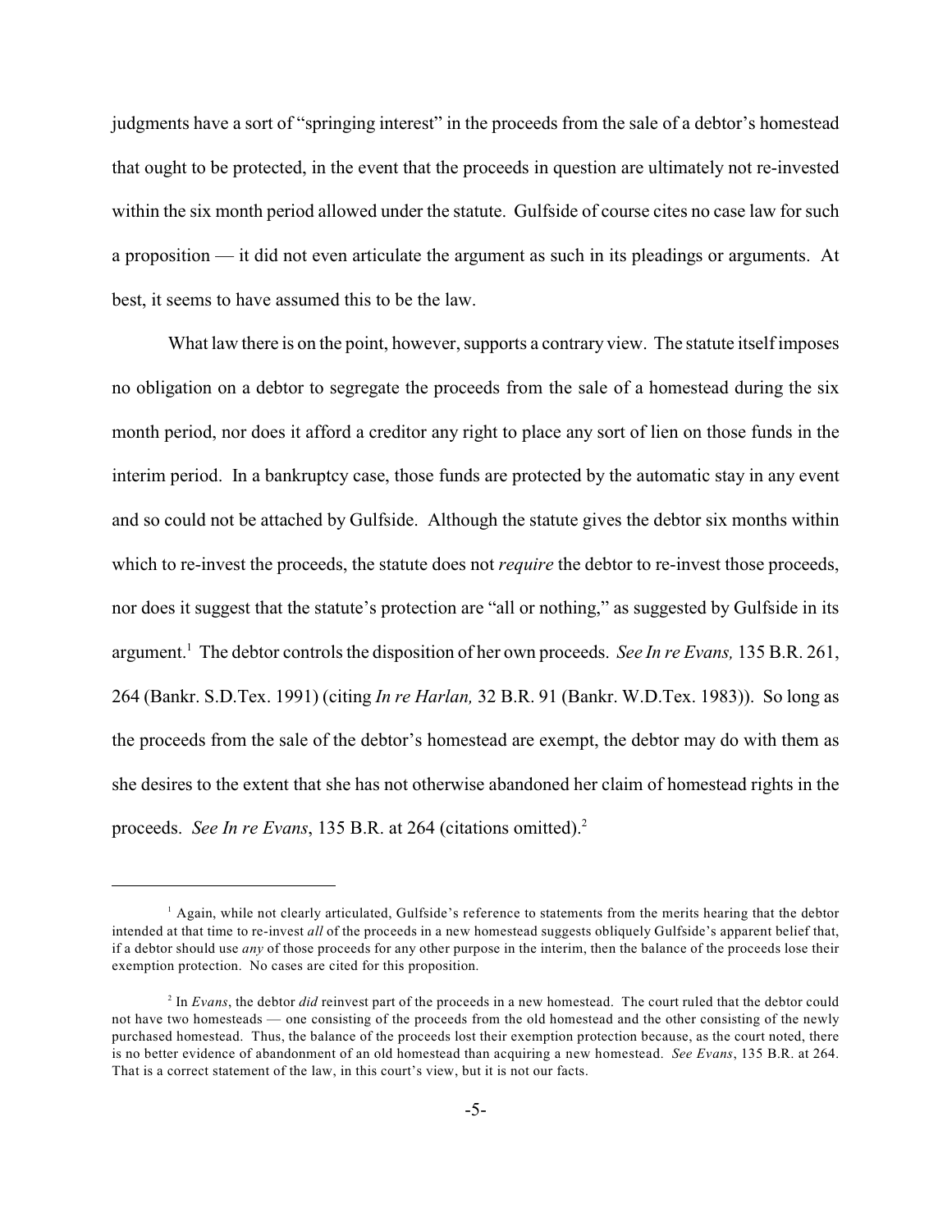judgments have a sort of "springing interest" in the proceeds from the sale of a debtor's homestead that ought to be protected, in the event that the proceeds in question are ultimately not re-invested within the six month period allowed under the statute. Gulfside of course cites no case law for such a proposition — it did not even articulate the argument as such in its pleadings or arguments. At best, it seems to have assumed this to be the law.

What law there is on the point, however, supports a contrary view. The statute itself imposes no obligation on a debtor to segregate the proceeds from the sale of a homestead during the six month period, nor does it afford a creditor any right to place any sort of lien on those funds in the interim period. In a bankruptcy case, those funds are protected by the automatic stay in any event and so could not be attached by Gulfside. Although the statute gives the debtor six months within which to re-invest the proceeds, the statute does not *require* the debtor to re-invest those proceeds, nor does it suggest that the statute's protection are "all or nothing," as suggested by Gulfside in its argument.[1] The debtor controls the disposition of her own proceeds. *See In re Evans,* 135 B.R. 261, 264 (Bankr. S.D.Tex. 1991) (citing *In re Harlan,* 32 B.R. 91 (Bankr. W.D.Tex. 1983)). So long as the proceeds from the sale of the debtor's homestead are exempt, the debtor may do with them as she desires to the extent that she has not otherwise abandoned her claim of homestead rights in the proceeds. *See In re Evans*, 135 B.R. at 264 (citations omitted).[2]

---

[1] Again, while not clearly articulated, Gulfside's reference to statements from the merits hearing that the debtor intended at that time to re-invest *all* of the proceeds in a new homestead suggests obliquely Gulfside's apparent belief that, if a debtor should use *any* of those proceeds for any other purpose in the interim, then the balance of the proceeds lose their exemption protection. No cases are cited for this proposition.

[2] In *Evans*, the debtor *did* reinvest part of the proceeds in a new homestead. The court ruled that the debtor could not have two homesteads — one consisting of the proceeds from the old homestead and the other consisting of the newly purchased homestead. Thus, the balance of the proceeds lost their exemption protection because, as the court noted, there is no better evidence of abandonment of an old homestead than acquiring a new homestead. *See Evans*, 135 B.R. at 264. That is a correct statement of the law, in this court's view, but it is not our facts.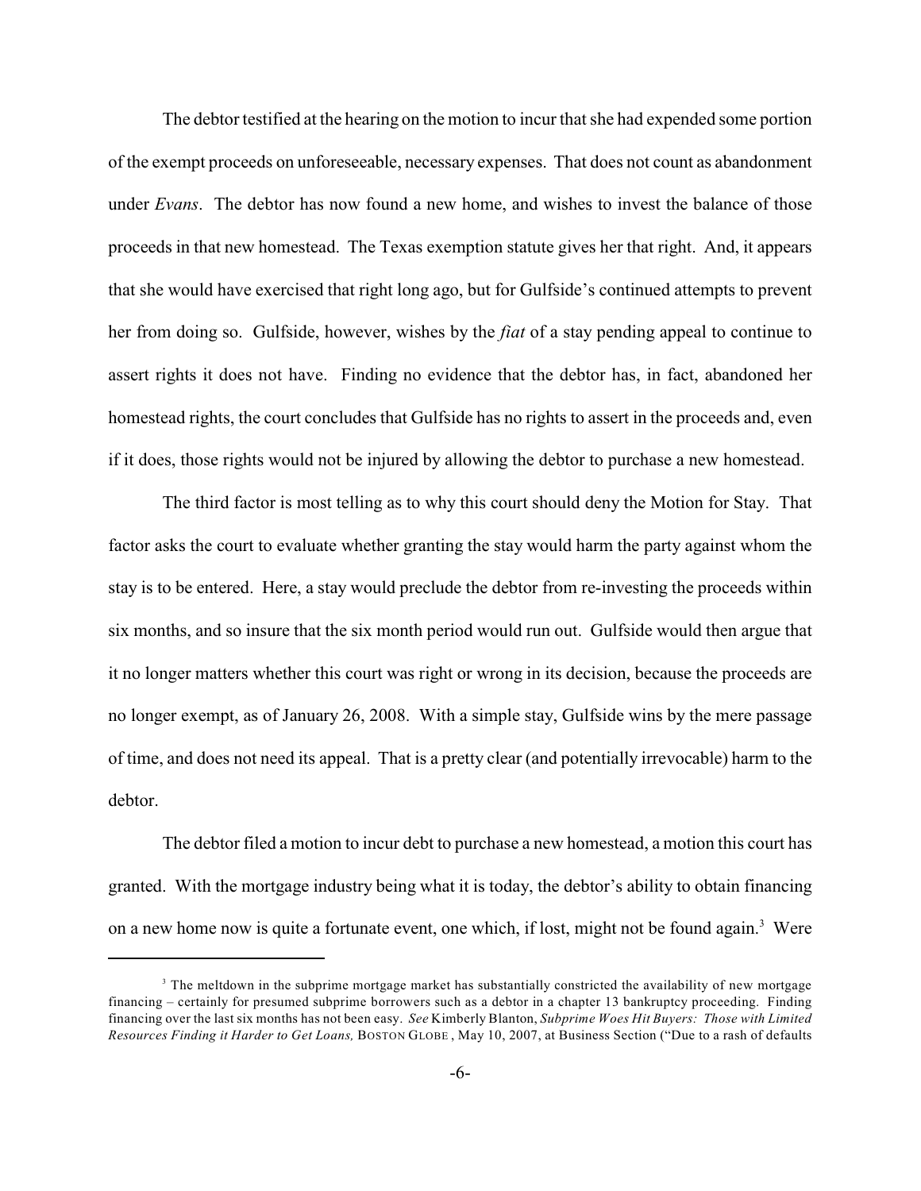The debtor testified at the hearing on the motion to incur that she had expended some portion of the exempt proceeds on unforeseeable, necessary expenses. That does not count as abandonment under *Evans*. The debtor has now found a new home, and wishes to invest the balance of those proceeds in that new homestead. The Texas exemption statute gives her that right. And, it appears that she would have exercised that right long ago, but for Gulfside's continued attempts to prevent her from doing so. Gulfside, however, wishes by the *fiat* of a stay pending appeal to continue to assert rights it does not have. Finding no evidence that the debtor has, in fact, abandoned her homestead rights, the court concludes that Gulfside has no rights to assert in the proceeds and, even if it does, those rights would not be injured by allowing the debtor to purchase a new homestead.

The third factor is most telling as to why this court should deny the Motion for Stay. That factor asks the court to evaluate whether granting the stay would harm the party against whom the stay is to be entered. Here, a stay would preclude the debtor from re-investing the proceeds within six months, and so insure that the six month period would run out. Gulfside would then argue that it no longer matters whether this court was right or wrong in its decision, because the proceeds are no longer exempt, as of January 26, 2008. With a simple stay, Gulfside wins by the mere passage of time, and does not need its appeal. That is a pretty clear (and potentially irrevocable) harm to the debtor.

The debtor filed a motion to incur debt to purchase a new homestead, a motion this court has granted. With the mortgage industry being what it is today, the debtor's ability to obtain financing on a new home now is quite a fortunate event, one which, if lost, might not be found again.[3] Were

---

[3] The meltdown in the subprime mortgage market has substantially constricted the availability of new mortgage financing – certainly for presumed subprime borrowers such as a debtor in a chapter 13 bankruptcy proceeding. Finding financing over the last six months has not been easy. *See* Kimberly Blanton, ***Subprime Woes Hit Buyers: Those with Limited Resources Finding it Harder to Get Loans,*** BOSTON GLOBE, May 10, 2007, at Business Section ("Due to a rash of defaults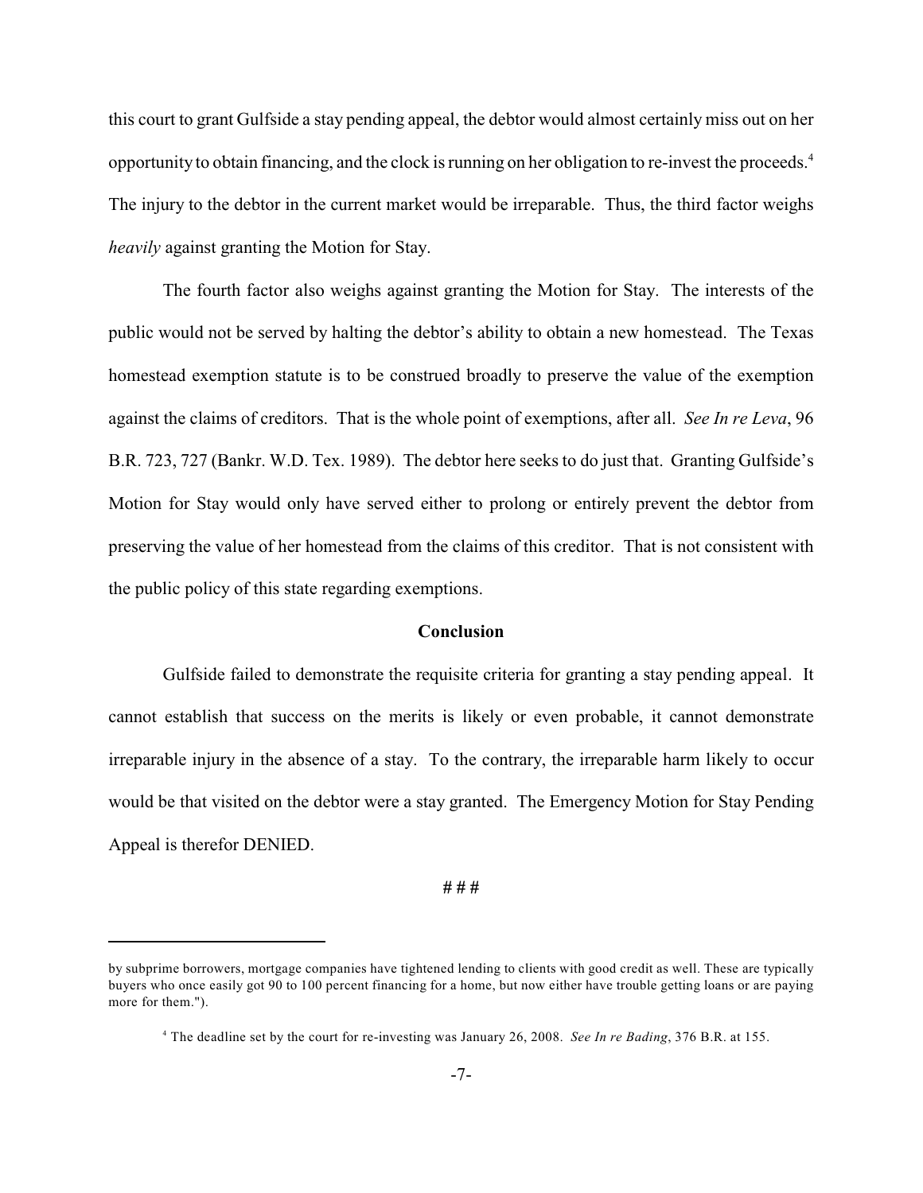this court to grant Gulfside a stay pending appeal, the debtor would almost certainly miss out on her opportunity to obtain financing, and the clock is running on her obligation to re-invest the proceeds.[4] The injury to the debtor in the current market would be irreparable. Thus, the third factor weighs *heavily* against granting the Motion for Stay.

The fourth factor also weighs against granting the Motion for Stay. The interests of the public would not be served by halting the debtor's ability to obtain a new homestead. The Texas homestead exemption statute is to be construed broadly to preserve the value of the exemption against the claims of creditors. That is the whole point of exemptions, after all. *See In re Leva*, 96 B.R. 723, 727 (Bankr. W.D. Tex. 1989). The debtor here seeks to do just that. Granting Gulfside's Motion for Stay would only have served either to prolong or entirely prevent the debtor from preserving the value of her homestead from the claims of this creditor. That is not consistent with the public policy of this state regarding exemptions.

**Conclusion**

Gulfside failed to demonstrate the requisite criteria for granting a stay pending appeal. It cannot establish that success on the merits is likely or even probable, it cannot demonstrate irreparable injury in the absence of a stay. To the contrary, the irreparable harm likely to occur would be that visited on the debtor were a stay granted. The Emergency Motion for Stay Pending Appeal is therefor DENIED.

# # #

---

by subprime borrowers, mortgage companies have tightened lending to clients with good credit as well. These are typically buyers who once easily got 90 to 100 percent financing for a home, but now either have trouble getting loans or are paying more for them.").

[4] The deadline set by the court for re-investing was January 26, 2008. *See In re Bading*, 376 B.R. at 155.